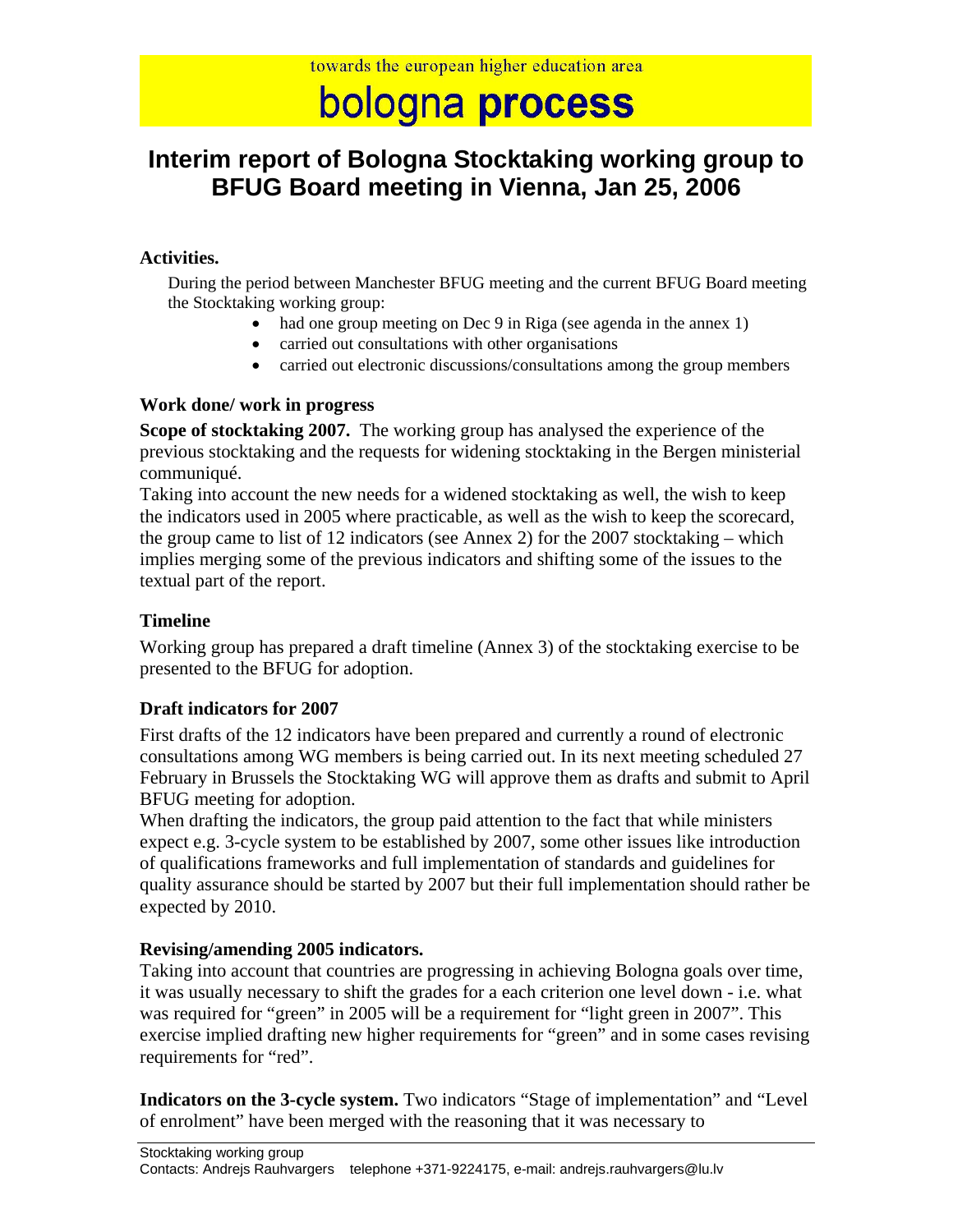towards the european higher education area

# bologna process

# Interim report of Bologna Stocktaking working group to BFUG Board meeting in Vienna, Jan 25, 2006

### Activities.

During the period between Manchester BFUG meeting and the current BFUG Board meeting the Stocktaking working group:

- had one group meeting on Dec 9 in Riga (see agenda in the annex 1)
- carried out consultations with other organisations
- carried out electronic discussions/consultations among the group members

### Work done/ work in progress

**Scope of stocktaking 2007.** The working group has analysed the experience of the previous stocktaking and the requests for widening stocktaking in the Bergen ministerial communiqué.

Taking into account the new needs for a widened stocktaking as well, the wish to keep the indicators used in 2005 where practicable, as well as the wish to keep the scorecard, the group came to list of 12 indicators (see Annex 2) for the 2007 stocktaking – which implies merging some of the previous indicators and shifting some of the issues to the textual part of the report.

### Timeline

Working group has prepared a draft timeline (Annex 3) of the stocktaking exercise to be presented to the BFUG for adoption.

### Draft indicators for 2007

First drafts of the 12 indicators have been prepared and currently a round of electronic consultations among WG members is being carried out. In its next meeting scheduled 27 February in Brussels the Stocktaking WG will approve them as drafts and submit to April BFUG meeting for adoption.

When drafting the indicators, the group paid attention to the fact that while ministers expect e.g. 3-cycle system to be established by 2007, some other issues like introduction of qualifications frameworks and full implementation of standards and guidelines for quality assurance should be started by 2007 but their full implementation should rather be expected by 2010.

### Revising/amending 2005 indicators.

Taking into account that countries are progressing in achieving Bologna goals over time, it was usually necessary to shift the grades for a each criterion one level down - i.e. what was required for "green" in 2005 will be a requirement for "light green in 2007". This exercise implied drafting new higher requirements for "green" and in some cases revising requirements for "red".

**Indicators on the 3-cycle system.** Two indicators "Stage of implementation" and "Level of enrolment" have been merged with the reasoning that it was necessary to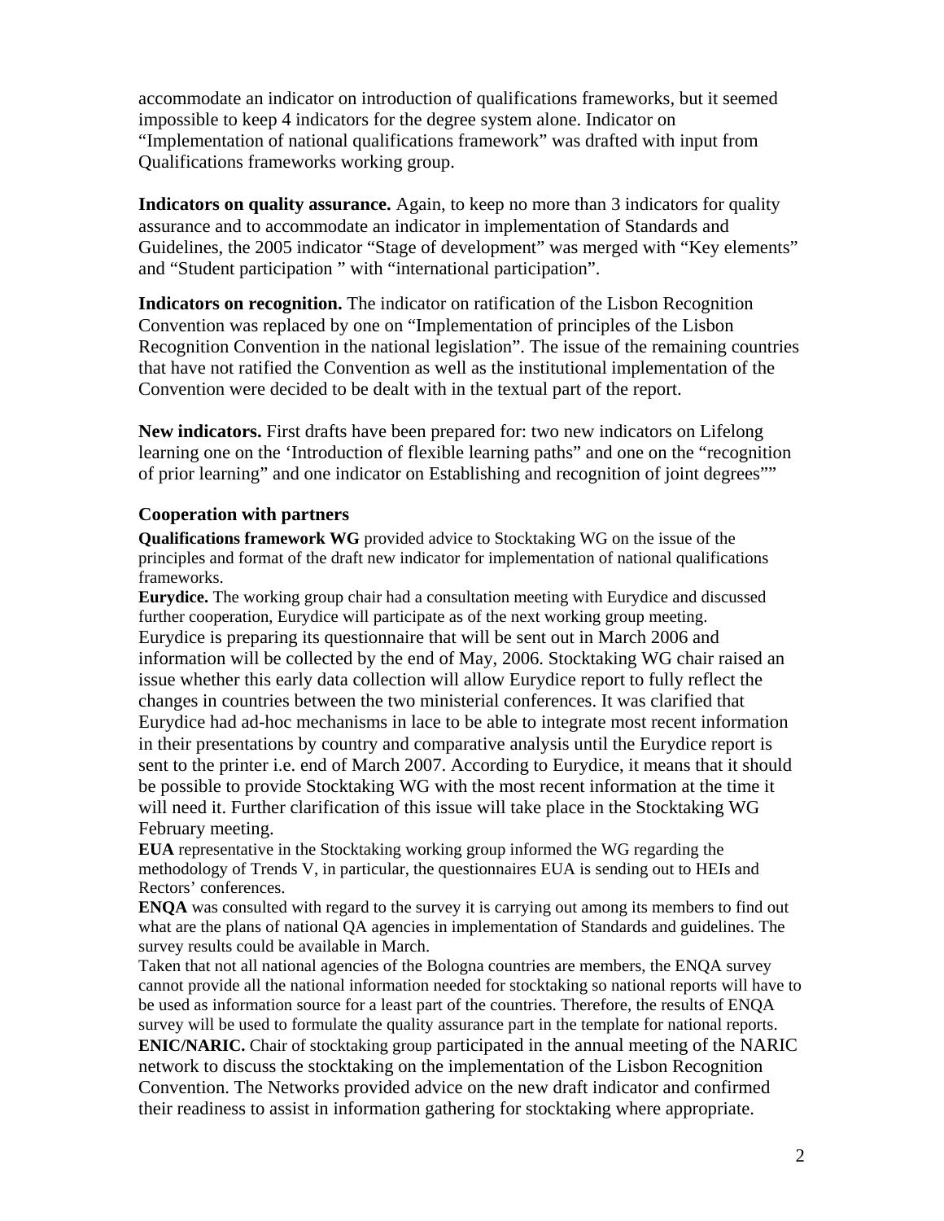accommodate an indicator on introduction of qualifications frameworks, but it seemed impossible to keep 4 indicators for the degree system alone. Indicator on "Implementation of national qualifications framework" was drafted with input from Qualifications frameworks working group.

**Indicators on quality assurance.** Again, to keep no more than 3 indicators for quality assurance and to accommodate an indicator in implementation of Standards and Guidelines, the 2005 indicator "Stage of development" was merged with "Key elements" and "Student participation " with "international participation".

**Indicators on recognition.** The indicator on ratification of the Lisbon Recognition Convention was replaced by one on "Implementation of principles of the Lisbon Recognition Convention in the national legislation". The issue of the remaining countries that have not ratified the Convention as well as the institutional implementation of the Convention were decided to be dealt with in the textual part of the report.

**New indicators.** First drafts have been prepared for: two new indicators on Lifelong learning one on the 'Introduction of flexible learning paths" and one on the "recognition of prior learning" and one indicator on Establishing and recognition of joint degrees""

### Cooperation with partners

**Qualifications framework WG** provided advice to Stocktaking WG on the issue of the principles and format of the draft new indicator for implementation of national qualifications frameworks.

**Eurydice.** The working group chair had a consultation meeting with Eurydice and discussed further cooperation, Eurydice will participate as of the next working group meeting. Eurydice is preparing its questionnaire that will be sent out in March 2006 and information will be collected by the end of May, 2006. Stocktaking WG chair raised an issue whether this early data collection will allow Eurydice report to fully reflect the changes in countries between the two ministerial conferences. It was clarified that Eurydice had ad-hoc mechanisms in lace to be able to integrate most recent information in their presentations by country and comparative analysis until the Eurydice report is sent to the printer i.e. end of March 2007. According to Eurydice, it means that it should be possible to provide Stocktaking WG with the most recent information at the time it will need it. Further clarification of this issue will take place in the Stocktaking WG February meeting.

**EUA** representative in the Stocktaking working group informed the WG regarding the methodology of Trends V, in particular, the questionnaires EUA is sending out to HEIs and Rectors' conferences.

**ENQA** was consulted with regard to the survey it is carrying out among its members to find out what are the plans of national QA agencies in implementation of Standards and guidelines. The survey results could be available in March.

Taken that not all national agencies of the Bologna countries are members, the ENQA survey cannot provide all the national information needed for stocktaking so national reports will have to be used as information source for a least part of the countries. Therefore, the results of ENQA survey will be used to formulate the quality assurance part in the template for national reports.

**ENIC/NARIC.** Chair of stocktaking group participated in the annual meeting of the NARIC network to discuss the stocktaking on the implementation of the Lisbon Recognition Convention. The Networks provided advice on the new draft indicator and confirmed their readiness to assist in information gathering for stocktaking where appropriate.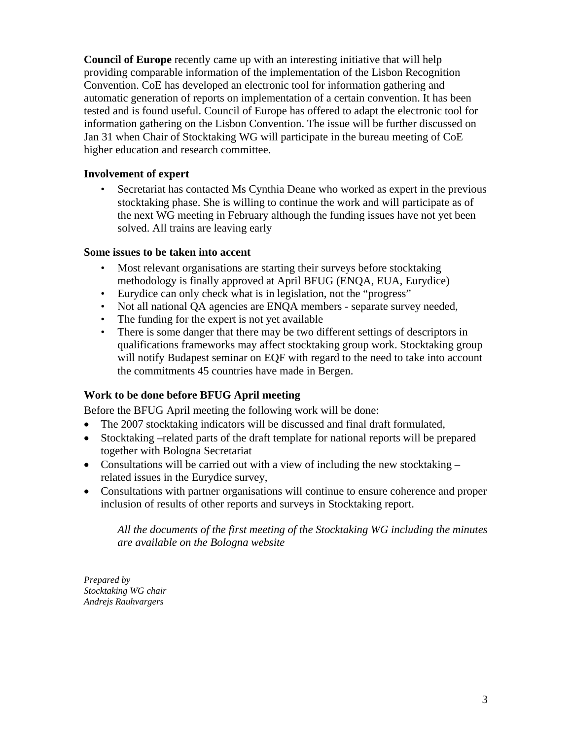**Council of Europe** recently came up with an interesting initiative that will help providing comparable information of the implementation of the Lisbon Recognition Convention. CoE has developed an electronic tool for information gathering and automatic generation of reports on implementation of a certain convention. It has been tested and is found useful. Council of Europe has offered to adapt the electronic tool for information gathering on the Lisbon Convention. The issue will be further discussed on Jan 31 when Chair of Stocktaking WG will participate in the bureau meeting of CoE higher education and research committee.

### Involvement of expert

- Secretariat has contacted Ms Cynthia Deane who worked as expert in the previous stocktaking phase. She is willing to continue the work and will participate as of the next WG meeting in February although the funding issues have not yet been solved. All trains are leaving early

### Some issues to be taken into accent

- Most relevant organisations are starting their surveys before stocktaking methodology is finally approved at April BFUG (ENQA, EUA, Eurydice)
- Eurydice can only check what is in legislation, not the "progress"
- Not all national QA agencies are ENQA members - separate survey needed,
- The funding for the expert is not yet available
- There is some danger that there may be two different settings of descriptors in qualifications frameworks may affect stocktaking group work. Stocktaking group will notify Budapest seminar on EQF with regard to the need to take into account the commitments 45 countries have made in Bergen.

### Work to be done before BFUG April meeting

Before the BFUG April meeting the following work will be done:

- The 2007 stocktaking indicators will be discussed and final draft formulated,
- Stocktaking –related parts of the draft template for national reports will be prepared together with Bologna Secretariat
- Consultations will be carried out with a view of including the new stocktaking –related issues in the Eurydice survey,
- Consultations with partner organisations will continue to ensure coherence and proper inclusion of results of other reports and surveys in Stocktaking report.

*All the documents of the first meeting of the Stocktaking WG including the minutes are available on the Bologna website*

*Prepared by*
*Stocktaking WG chair*
*Andrejs Rauhvargers*